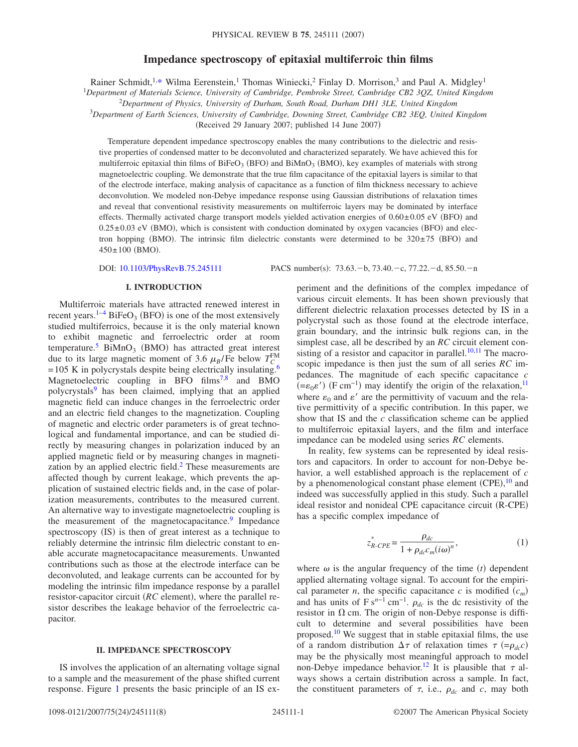# Impedance spectroscopy of epitaxial multiferroic thin films

Rainer Schmidt,[1,*] Wilma Eerenstein,[1] Thomas Winiecki,[2] Finlay D. Morrison,[3] and Paul A. Midgley[1]

[1]*Department of Materials Science, University of Cambridge, Pembroke Street, Cambridge CB2 3QZ, United Kingdom*
[2]*Department of Physics, University of Durham, South Road, Durham DH1 3LE, United Kingdom*
[3]*Department of Earth Sciences, University of Cambridge, Downing Street, Cambridge CB2 3EQ, United Kingdom*

(Received 29 January 2007; published 14 June 2007)

Temperature dependent impedance spectroscopy enables the many contributions to the dielectric and resistive properties of condensed matter to be deconvoluted and characterized separately. We have achieved this for multiferroic epitaxial thin films of $BiFeO_3$ (BFO) and $BiMnO_3$ (BMO), key examples of materials with strong magnetoelectric coupling. We demonstrate that the true film capacitance of the epitaxial layers is similar to that of the electrode interface, making analysis of capacitance as a function of film thickness necessary to achieve deconvolution. We modeled non-Debye impedance response using Gaussian distributions of relaxation times and reveal that conventional resistivity measurements on multiferroic layers may be dominated by interface effects. Thermally activated charge transport models yielded activation energies of $0.60\pm0.05$ eV (BFO) and $0.25\pm0.03$ eV (BMO), which is consistent with conduction dominated by oxygen vacancies (BFO) and electron hopping (BMO). The intrinsic film dielectric constants were determined to be $320\pm75$ (BFO) and $450\pm100$ (BMO).

DOI: 10.1103/PhysRevB.75.245111 PACS number(s): 73.63.−b, 73.40.−c, 77.22.−d, 85.50.−n

## I. INTRODUCTION

Multiferroic materials have attracted renewed interest in recent years.[1–4] $BiFeO_3$ (BFO) is one of the most extensively studied multiferroics, because it is the only material known to exhibit magnetic and ferroelectric order at room temperature.[5] $BiMnO_3$ (BMO) has attracted great interest due to its large magnetic moment of 3.6 $\mu_B$/Fe below $T_C^{FM}$ $=105$ K in polycrystals despite being electrically insulating.[6] Magnetoelectric coupling in BFO films[7,8] and BMO polycrystals[9] has been claimed, implying that an applied magnetic field can induce changes in the ferroelectric order and an electric field changes to the magnetization. Coupling of magnetic and electric order parameters is of great technological and fundamental importance, and can be studied directly by measuring changes in polarization induced by an applied magnetic field or by measuring changes in magnetization by an applied electric field.[2] These measurements are affected though by current leakage, which prevents the application of sustained electric fields and, in the case of polarization measurements, contributes to the measured current. An alternative way to investigate magnetoelectric coupling is the measurement of the magnetocapacitance.[9] Impedance spectroscopy (IS) is then of great interest as a technique to reliably determine the intrinsic film dielectric constant to enable accurate magnetocapacitance measurements. Unwanted contributions such as those at the electrode interface can be deconvoluted, and leakage currents can be accounted for by modeling the intrinsic film impedance response by a parallel resistor-capacitor circuit (*RC* element), where the parallel resistor describes the leakage behavior of the ferroelectric capacitor.

## II. IMPEDANCE SPECTROSCOPY

IS involves the application of an alternating voltage signal to a sample and the measurement of the phase shifted current response. Figure 1 presents the basic principle of an IS experiment and the definitions of the complex impedance of various circuit elements. It has been shown previously that different dielectric relaxation processes detected by IS in a polycrystal such as those found at the electrode interface, grain boundary, and the intrinsic bulk regions can, in the simplest case, all be described by an *RC* circuit element consisting of a resistor and capacitor in parallel.[10,11] The macroscopic impedance is then just the sum of all series *RC* impedances. The magnitude of each specific capacitance $c$ $(=\varepsilon_0\varepsilon')$ (F $\text{cm}^{-1}$) may identify the origin of the relaxation,[11] where $\varepsilon_0$ and $\varepsilon'$ are the permittivity of vacuum and the relative permittivity of a specific contribution. In this paper, we show that IS and the $c$ classification scheme can be applied to multiferroic epitaxial layers, and the film and interface impedance can be modeled using series *RC* elements.

In reality, few systems can be represented by ideal resistors and capacitors. In order to account for non-Debye behavior, a well established approach is the replacement of $c$ by a phenomenological constant phase element (CPE),[10] and indeed was successfully applied in this study. Such a parallel ideal resistor and nonideal CPE capacitance circuit (R-CPE) has a specific complex impedance of

$$z^*_{R\text{-}CPE} = \frac{\rho_{dc}}{1+\rho_{dc}c_m(i\omega)^n}, \tag{1}$$

where $\omega$ is the angular frequency of the time ($t$) dependent applied alternating voltage signal. To account for the empirical parameter $n$, the specific capacitance $c$ is modified ($c_m$) and has units of F $\text{s}^{n-1}$ $\text{cm}^{-1}$. $\rho_{dc}$ is the dc resistivity of the resistor in $\Omega$ cm. The origin of non-Debye response is difficult to determine and several possibilities have been proposed.[10] We suggest that in stable epitaxial films, the use of a random distribution $\Delta\tau$ of relaxation times $\tau$ $(=\rho_{dc}c)$ may be the physically most meaningful approach to model non-Debye impedance behavior.[12] It is plausible that $\tau$ always shows a certain distribution across a sample. In fact, the constituent parameters of $\tau$, i.e., $\rho_{dc}$ and $c$, may both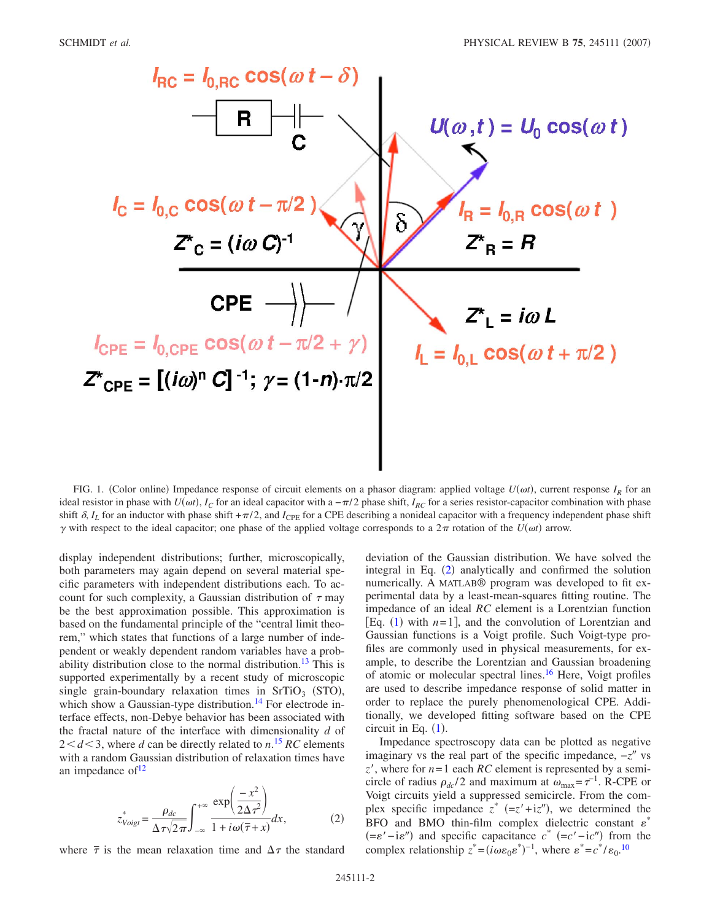FIG. 1. (Color online) Impedance response of circuit elements on a phasor diagram: applied voltage $U(\omega t)$, current response $I_R$ for an ideal resistor in phase with $U(\omega t)$, $I_C$ for an ideal capacitor with a $-\pi/2$ phase shift, $I_{RC}$ for a series resistor-capacitor combination with phase shift $\delta$, $I_L$ for an inductor with phase shift $+\pi/2$, and $I_{\mathrm{CPE}}$ for a CPE describing a nonideal capacitor with a frequency independent phase shift $\gamma$ with respect to the ideal capacitor; one phase of the applied voltage corresponds to a $2\pi$ rotation of the $U(\omega t)$ arrow.

display independent distributions; further, microscopically, both parameters may again depend on several material specific parameters with independent distributions each. To account for such complexity, a Gaussian distribution of $\tau$ may be the best approximation possible. This approximation is based on the fundamental principle of the "central limit theorem," which states that functions of a large number of independent or weakly dependent random variables have a probability distribution close to the normal distribution.[13] This is supported experimentally by a recent study of microscopic single grain-boundary relaxation times in $SrTiO_3$ (STO), which show a Gaussian-type distribution.[14] For electrode interface effects, non-Debye behavior has been associated with the fractal nature of the interface with dimensionality $d$ of $2<d<3$, where $d$ can be directly related to $n$.[15] $RC$ elements with a random Gaussian distribution of relaxation times have an impedance of[12]

$$z^*_{Voigt} = \frac{\rho_{dc}}{\Delta\tau\sqrt{2\pi}} \int_{-\infty}^{+\infty} \frac{\exp\left(\frac{-x^2}{2\Delta\tau^2}\right)}{1 + i\omega(\bar{\tau}+x)} dx, \qquad (2)$$

where $\bar{\tau}$ is the mean relaxation time and $\Delta\tau$ the standard deviation of the Gaussian distribution. We have solved the integral in Eq. (2) analytically and confirmed the solution numerically. A MATLAB® program was developed to fit experimental data by a least-mean-squares fitting routine. The impedance of an ideal $RC$ element is a Lorentzian function [Eq. (1) with $n=1$], and the convolution of Lorentzian and Gaussian functions is a Voigt profile. Such Voigt-type profiles are commonly used in physical measurements, for example, to describe the Lorentzian and Gaussian broadening of atomic or molecular spectral lines.[16] Here, Voigt profiles are used to describe impedance response of solid matter in order to replace the purely phenomenological CPE. Additionally, we developed fitting software based on the CPE circuit in Eq. (1).

Impedance spectroscopy data can be plotted as negative imaginary vs the real part of the specific impedance, $-z''$ vs $z'$, where for $n=1$ each $RC$ element is represented by a semicircle of radius $\rho_{dc}/2$ and maximum at $\omega_{\max}=\tau^{-1}$. R-CPE or Voigt circuits yield a suppressed semicircle. From the complex specific impedance $z^*$ $(=z'+iz'')$, we determined the BFO and BMO thin-film complex dielectric constant $\varepsilon^*$ $(=\varepsilon'-i\varepsilon'')$ and specific capacitance $c^*$ $(=c'-ic'')$ from the complex relationship $z^*=(i\omega\varepsilon_0\varepsilon^*)^{-1}$, where $\varepsilon^*=c^*/\varepsilon_0$.[10]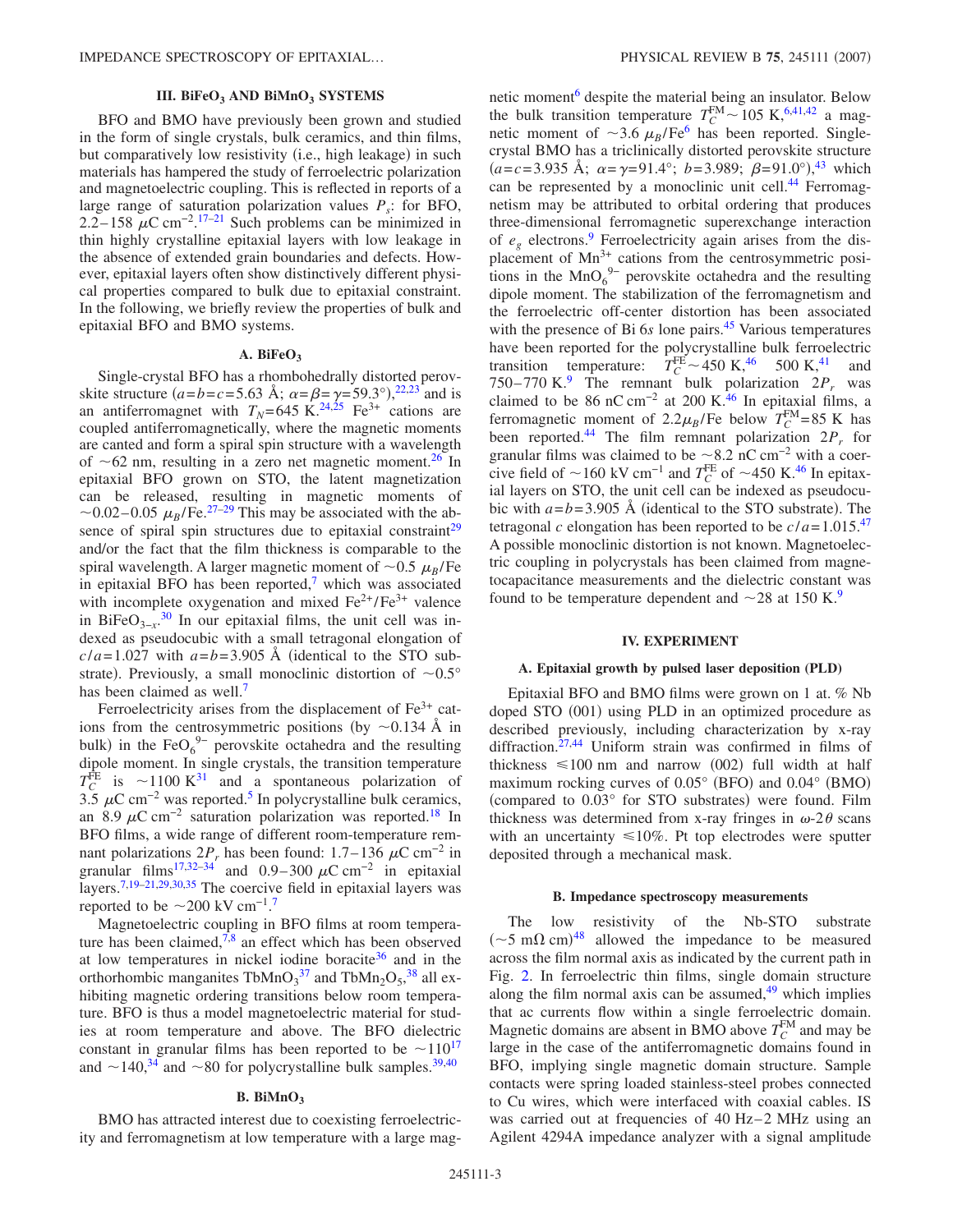## III. $BiFeO_3$ AND $BiMnO_3$ SYSTEMS

BFO and BMO have previously been grown and studied in the form of single crystals, bulk ceramics, and thin films, but comparatively low resistivity (i.e., high leakage) in such materials has hampered the study of ferroelectric polarization and magnetoelectric coupling. This is reflected in reports of a large range of saturation polarization values $P_s$: for BFO, 2.2–158 $\mu$C cm$^{-2}$.[17–21] Such problems can be minimized in thin highly crystalline epitaxial layers with low leakage in the absence of extended grain boundaries and defects. However, epitaxial layers often show distinctively different physical properties compared to bulk due to epitaxial constraint. In the following, we briefly review the properties of bulk and epitaxial BFO and BMO systems.

### A. $BiFeO_3$

Single-crystal BFO has a rhombohedrally distorted perovskite structure ($a=b=c=5.63$ Å; $\alpha=\beta=\gamma=59.3°$),[22,23] and is an antiferromagnet with $T_N=645$ K.[24,25] $Fe^{3+}$ cations are coupled antiferromagnetically, where the magnetic moments are canted and form a spiral spin structure with a wavelength of ~62 nm, resulting in a zero net magnetic moment.[26] In epitaxial BFO grown on STO, the latent magnetization can be released, resulting in magnetic moments of ~0.02–0.05 $\mu_B$/Fe.[27–29] This may be associated with the absence of spiral spin structures due to epitaxial constraint[29] and/or the fact that the film thickness is comparable to the spiral wavelength. A larger magnetic moment of ~0.5 $\mu_B$/Fe in epitaxial BFO has been reported,[7] which was associated with incomplete oxygenation and mixed $Fe^{2+}/Fe^{3+}$ valence in $BiFeO_{3-x}$.[30] In our epitaxial films, the unit cell was indexed as pseudocubic with a small tetragonal elongation of $c/a=1.027$ with $a=b=3.905$ Å (identical to the STO substrate). Previously, a small monoclinic distortion of ~0.5° has been claimed as well.[7]

Ferroelectricity arises from the displacement of $Fe^{3+}$ cations from the centrosymmetric positions (by ~0.134 Å in bulk) in the $FeO_6^{9-}$ perovskite octahedra and the resulting dipole moment. In single crystals, the transition temperature $T_C^{FE}$ is ~1100 K[31] and a spontaneous polarization of 3.5 $\mu$C cm$^{-2}$ was reported.[5] In polycrystalline bulk ceramics, an 8.9 $\mu$C cm$^{-2}$ saturation polarization was reported.[18] In BFO films, a wide range of different room-temperature remnant polarizations $2P_r$ has been found: 1.7–136 $\mu$C cm$^{-2}$ in granular films[17,32–34] and 0.9–300 $\mu$C cm$^{-2}$ in epitaxial layers.[7,19–21,29,30,35] The coercive field in epitaxial layers was reported to be ~200 kV cm$^{-1}$.[7]

Magnetoelectric coupling in BFO films at room temperature has been claimed,[7,8] an effect which has been observed at low temperatures in nickel iodine boracite[36] and in the orthorhombic manganites $TbMnO_3$[37] and $TbMn_2O_5$,[38] all exhibiting magnetic ordering transitions below room temperature. BFO is thus a model magnetoelectric material for studies at room temperature and above. The BFO dielectric constant in granular films has been reported to be ~110[17] and ~140,[34] and ~80 for polycrystalline bulk samples.[39,40]

### B. $BiMnO_3$

BMO has attracted interest due to coexisting ferroelectricity and ferromagnetism at low temperature with a large magnetic moment[6] despite the material being an insulator. Below the bulk transition temperature $T_C^{FM}$ ~ 105 K,[6,41,42] a magnetic moment of ~3.6 $\mu_B$/Fe[6] has been reported. Single-crystal BMO has a triclinically distorted perovskite structure ($a=c=3.935$ Å; $\alpha=\gamma=91.4°$; $b=3.989$; $\beta=91.0°$),[43] which can be represented by a monoclinic unit cell.[44] Ferromagnetism may be attributed to orbital ordering that produces three-dimensional ferromagnetic superexchange interaction of $e_g$ electrons.[9] Ferroelectricity again arises from the displacement of $Mn^{3+}$ cations from the centrosymmetric positions in the $MnO_6^{9-}$ perovskite octahedra and the resulting dipole moment. The stabilization of the ferromagnetism and the ferroelectric off-center distortion has been associated with the presence of Bi 6$s$ lone pairs.[45] Various temperatures have been reported for the polycrystalline bulk ferroelectric transition temperature: $T_C^{FE}$ ~ 450 K,[46] 500 K,[41] and 750–770 K.[9] The remnant bulk polarization $2P_r$ was claimed to be 86 nC cm$^{-2}$ at 200 K.[46] In epitaxial films, a ferromagnetic moment of 2.2$\mu_B$/Fe below $T_C^{FM}=85$ K has been reported.[44] The film remnant polarization $2P_r$ for granular films was claimed to be ~8.2 nC cm$^{-2}$ with a coercive field of ~160 kV cm$^{-1}$ and $T_C^{FE}$ of ~450 K.[46] In epitaxial layers on STO, the unit cell can be indexed as pseudocubic with $a=b=3.905$ Å (identical to the STO substrate). The tetragonal $c$ elongation has been reported to be $c/a=1.015$.[47] A possible monoclinic distortion is not known. Magnetoelectric coupling in polycrystals has been claimed from magnetocapacitance measurements and the dielectric constant was found to be temperature dependent and ~28 at 150 K.[9]

## IV. EXPERIMENT

### A. Epitaxial growth by pulsed laser deposition (PLD)

Epitaxial BFO and BMO films were grown on 1 at. % Nb doped STO (001) using PLD in an optimized procedure as described previously, including characterization by x-ray diffraction.[27,44] Uniform strain was confirmed in films of thickness ≤100 nm and narrow (002) full width at half maximum rocking curves of 0.05° (BFO) and 0.04° (BMO) (compared to 0.03° for STO substrates) were found. Film thickness was determined from x-ray fringes in $\omega$-2$\theta$ scans with an uncertainty ≤10%. Pt top electrodes were sputter deposited through a mechanical mask.

### B. Impedance spectroscopy measurements

The low resistivity of the Nb-STO substrate (~5 m$\Omega$ cm)[48] allowed the impedance to be measured across the film normal axis as indicated by the current path in Fig. 2. In ferroelectric thin films, single domain structure along the film normal axis can be assumed,[49] which implies that ac currents flow within a single ferroelectric domain. Magnetic domains are absent in BMO above $T_C^{FM}$ and may be large in the case of the antiferromagnetic domains found in BFO, implying single magnetic domain structure. Sample contacts were spring loaded stainless-steel probes connected to Cu wires, which were interfaced with coaxial cables. IS was carried out at frequencies of 40 Hz–2 MHz using an Agilent 4294A impedance analyzer with a signal amplitude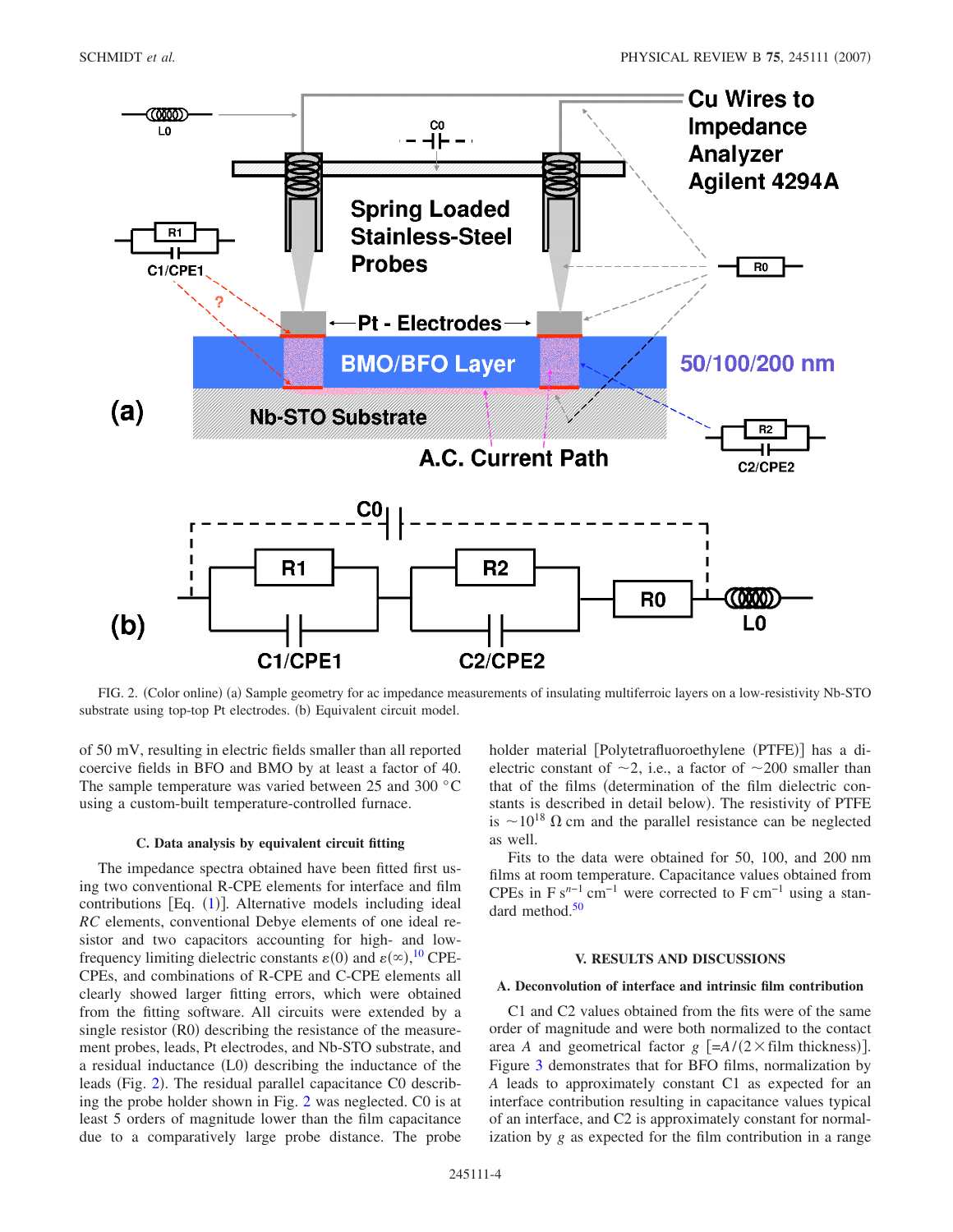FIG. 2. (Color online) (a) Sample geometry for ac impedance measurements of insulating multiferroic layers on a low-resistivity Nb-STO substrate using top-top Pt electrodes. (b) Equivalent circuit model.

of 50 mV, resulting in electric fields smaller than all reported coercive fields in BFO and BMO by at least a factor of 40. The sample temperature was varied between 25 and 300 °C using a custom-built temperature-controlled furnace.

### C. Data analysis by equivalent circuit fitting

The impedance spectra obtained have been fitted first using two conventional R-CPE elements for interface and film contributions [Eq. (1)]. Alternative models including ideal *RC* elements, conventional Debye elements of one ideal resistor and two capacitors accounting for high- and low-frequency limiting dielectric constants $\varepsilon(0)$ and $\varepsilon(\infty)$,[10] CPE-CPEs, and combinations of R-CPE and C-CPE elements all clearly showed larger fitting errors, which were obtained from the fitting software. All circuits were extended by a single resistor (R0) describing the resistance of the measurement probes, leads, Pt electrodes, and Nb-STO substrate, and a residual inductance (L0) describing the inductance of the leads (Fig. 2). The residual parallel capacitance C0 describing the probe holder shown in Fig. 2 was neglected. C0 is at least 5 orders of magnitude lower than the film capacitance due to a comparatively large probe distance. The probe holder material [Polytetrafluoroethylene (PTFE)] has a dielectric constant of ~2, i.e., a factor of ~200 smaller than that of the films (determination of the film dielectric constants is described in detail below). The resistivity of PTFE is $\sim 10^{18}$ Ω cm and the parallel resistance can be neglected as well.

Fits to the data were obtained for 50, 100, and 200 nm films at room temperature. Capacitance values obtained from CPEs in F $s^{n-1}$ $cm^{-1}$ were corrected to F $cm^{-1}$ using a standard method.[50]

## V. RESULTS AND DISCUSSIONS

### A. Deconvolution of interface and intrinsic film contribution

C1 and C2 values obtained from the fits were of the same order of magnitude and were both normalized to the contact area $A$ and geometrical factor $g$ [$=A/(2\times$film thickness)]. Figure 3 demonstrates that for BFO films, normalization by $A$ leads to approximately constant C1 as expected for an interface contribution resulting in capacitance values typical of an interface, and C2 is approximately constant for normalization by $g$ as expected for the film contribution in a range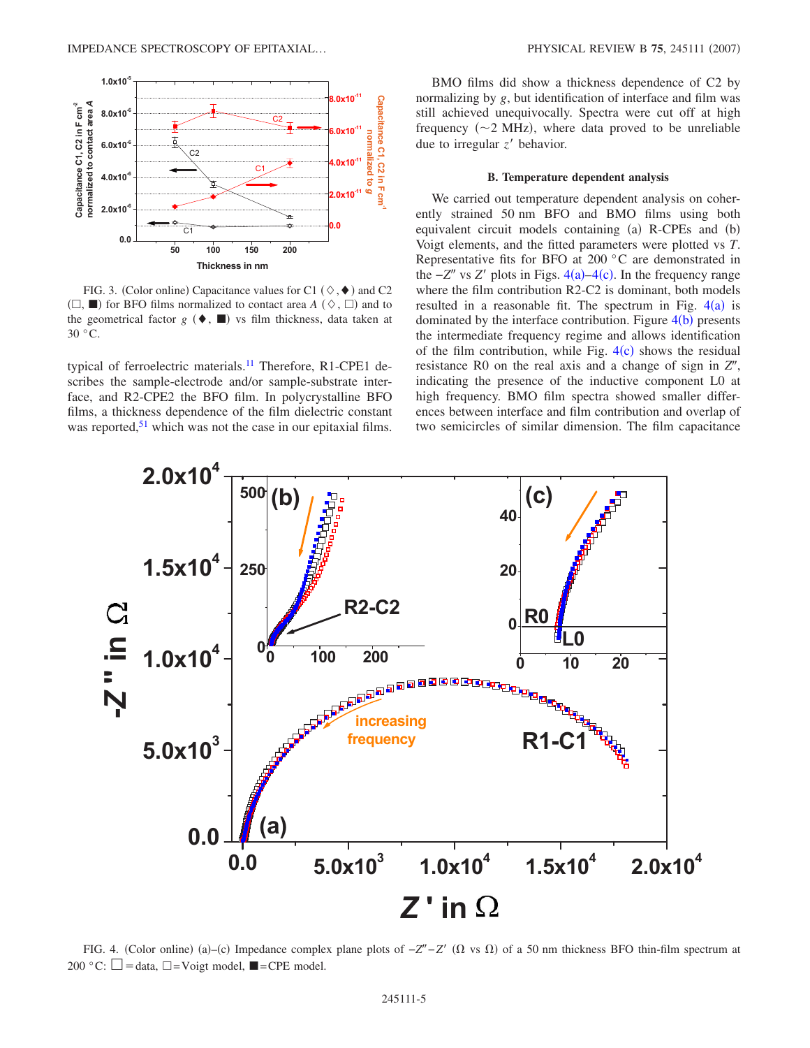FIG. 3. (Color online) Capacitance values for C1 (◇, ◆) and C2 (□, ■) for BFO films normalized to contact area $A$ (◇, □) and to the geometrical factor $g$ (◆, ■) vs film thickness, data taken at 30 °C.

typical of ferroelectric materials.[11] Therefore, R1-CPE1 describes the sample-electrode and/or sample-substrate interface, and R2-CPE2 the BFO film. In polycrystalline BFO films, a thickness dependence of the film dielectric constant was reported,[51] which was not the case in our epitaxial films.

BMO films did show a thickness dependence of C2 by normalizing by $g$, but identification of interface and film was still achieved unequivocally. Spectra were cut off at high frequency (~2 MHz), where data proved to be unreliable due to irregular $z'$ behavior.

### B. Temperature dependent analysis

We carried out temperature dependent analysis on coherently strained 50 nm BFO and BMO films using both equivalent circuit models containing (a) R-CPEs and (b) Voigt elements, and the fitted parameters were plotted vs $T$. Representative fits for BFO at 200 °C are demonstrated in the $-Z''$ vs $Z'$ plots in Figs. 4(a)–4(c). In the frequency range where the film contribution R2-C2 is dominant, both models resulted in a reasonable fit. The spectrum in Fig. 4(a) is dominated by the interface contribution. Figure 4(b) presents the intermediate frequency regime and allows identification of the film contribution, while Fig. 4(c) shows the residual resistance R0 on the real axis and a change of sign in $Z''$, indicating the presence of the inductive component L0 at high frequency. BMO film spectra showed smaller differences between interface and film contribution and overlap of two semicircles of similar dimension. The film capacitance

FIG. 4. (Color online) (a)–(c) Impedance complex plane plots of $-Z''-Z'$ (Ω vs Ω) of a 50 nm thickness BFO thin-film spectrum at 200 °C: □ = data, □ = Voigt model, ■ = CPE model.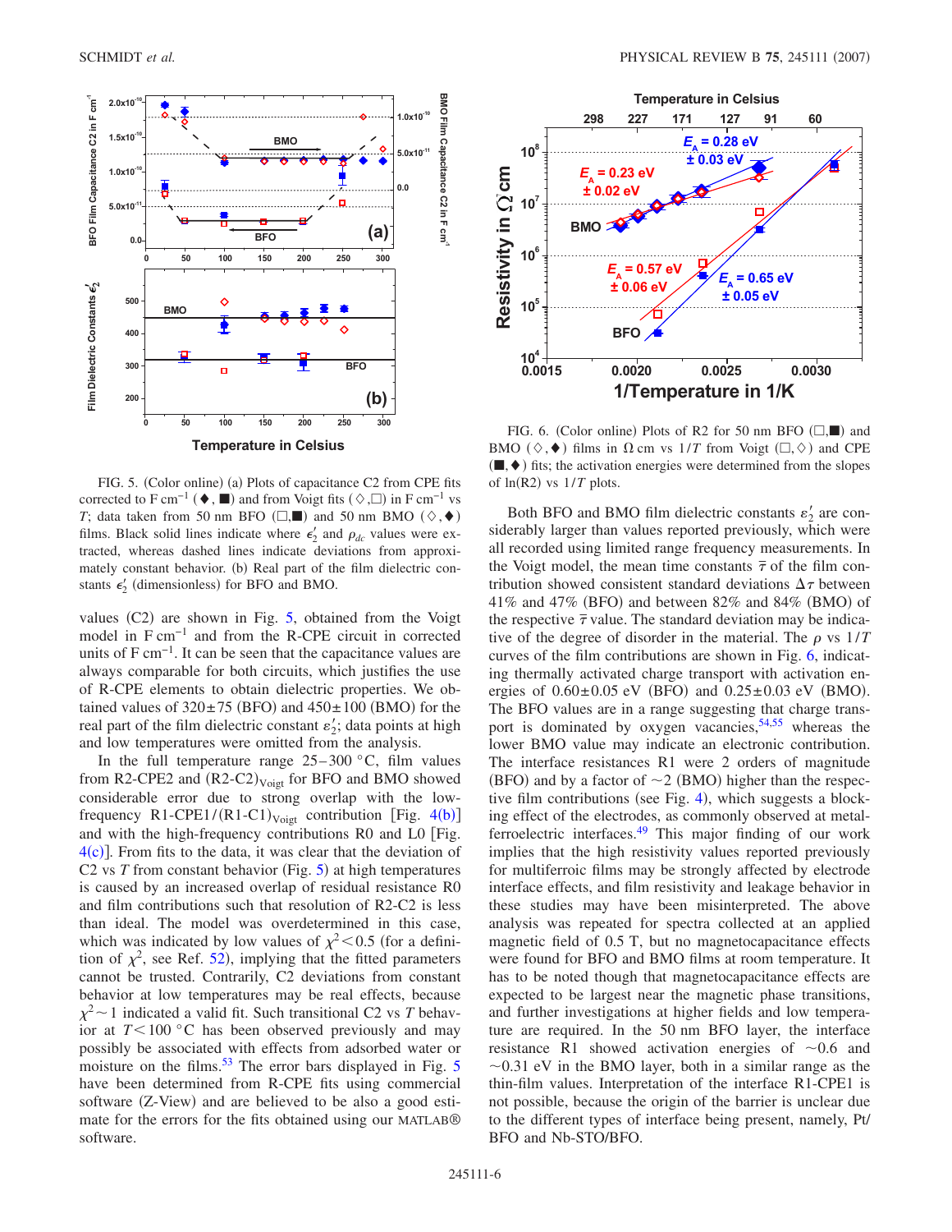FIG. 5. (Color online) (a) Plots of capacitance C2 from CPE fits corrected to F cm$^{-1}$ (♦, ■) and from Voigt fits (◇,□) in F cm$^{-1}$ vs $T$; data taken from 50 nm BFO (□,■) and 50 nm BMO (◇,♦) films. Black solid lines indicate where $\epsilon_2'$ and $\rho_{dc}$ values were extracted, whereas dashed lines indicate deviations from approximately constant behavior. (b) Real part of the film dielectric constants $\epsilon_2'$ (dimensionless) for BFO and BMO.

values (C2) are shown in Fig. 5, obtained from the Voigt model in F cm$^{-1}$ and from the R-CPE circuit in corrected units of F cm$^{-1}$. It can be seen that the capacitance values are always comparable for both circuits, which justifies the use of R-CPE elements to obtain dielectric properties. We obtained values of 320±75 (BFO) and 450±100 (BMO) for the real part of the film dielectric constant $\varepsilon_2'$; data points at high and low temperatures were omitted from the analysis.

In the full temperature range 25–300 °C, film values from R2-CPE2 and $(R2\text{-}C2)_{Voigt}$ for BFO and BMO showed considerable error due to strong overlap with the low-frequency $R1\text{-}CPE1/(R1\text{-}C1)_{Voigt}$ contribution [Fig. 4(b)] and with the high-frequency contributions R0 and L0 [Fig. 4(c)]. From fits to the data, it was clear that the deviation of C2 vs $T$ from constant behavior (Fig. 5) at high temperatures is caused by an increased overlap of residual resistance R0 and film contributions such that resolution of R2-C2 is less than ideal. The model was overdetermined in this case, which was indicated by low values of $\chi^2<0.5$ (for a definition of $\chi^2$, see Ref. 52), implying that the fitted parameters cannot be trusted. Contrarily, C2 deviations from constant behavior at low temperatures may be real effects, because $\chi^2 \sim 1$ indicated a valid fit. Such transitional C2 vs $T$ behavior at $T<100$ °C has been observed previously and may possibly be associated with effects from adsorbed water or moisture on the films.[53] The error bars displayed in Fig. 5 have been determined from R-CPE fits using commercial software (Z-View) and are believed to be also a good estimate for the errors for the fits obtained using our MATLAB® software.

FIG. 6. (Color online) Plots of R2 for 50 nm BFO (□,■) and BMO (◇,♦) films in Ω cm vs $1/T$ from Voigt (□,◇) and CPE (■,♦) fits; the activation energies were determined from the slopes of ln(R2) vs $1/T$ plots.

Both BFO and BMO film dielectric constants $\varepsilon_2'$ are considerably larger than values reported previously, which were all recorded using limited range frequency measurements. In the Voigt model, the mean time constants $\bar{\tau}$ of the film contribution showed consistent standard deviations $\Delta\tau$ between 41% and 47% (BFO) and between 82% and 84% (BMO) of the respective $\bar{\tau}$ value. The standard deviation may be indicative of the degree of disorder in the material. The $\rho$ vs $1/T$ curves of the film contributions are shown in Fig. 6, indicating thermally activated charge transport with activation energies of 0.60±0.05 eV (BFO) and 0.25±0.03 eV (BMO). The BFO values are in a range suggesting that charge transport is dominated by oxygen vacancies,[54,55] whereas the lower BMO value may indicate an electronic contribution. The interface resistances R1 were 2 orders of magnitude (BFO) and by a factor of ~2 (BMO) higher than the respective film contributions (see Fig. 4), which suggests a blocking effect of the electrodes, as commonly observed at metal-ferroelectric interfaces.[49] This major finding of our work implies that the high resistivity values reported previously for multiferroic films may be strongly affected by electrode interface effects, and film resistivity and leakage behavior in these studies may have been misinterpreted. The above analysis was repeated for spectra collected at an applied magnetic field of 0.5 T, but no magnetocapacitance effects were found for BFO and BMO films at room temperature. It has to be noted though that magnetocapacitance effects are expected to be largest near the magnetic phase transitions, and further investigations at higher fields and low temperature are required. In the 50 nm BFO layer, the interface resistance R1 showed activation energies of ~0.6 and ~0.31 eV in the BMO layer, both in a similar range as the thin-film values. Interpretation of the interface R1-CPE1 is not possible, because the origin of the barrier is unclear due to the different types of interface being present, namely, Pt/BFO and Nb-STO/BFO.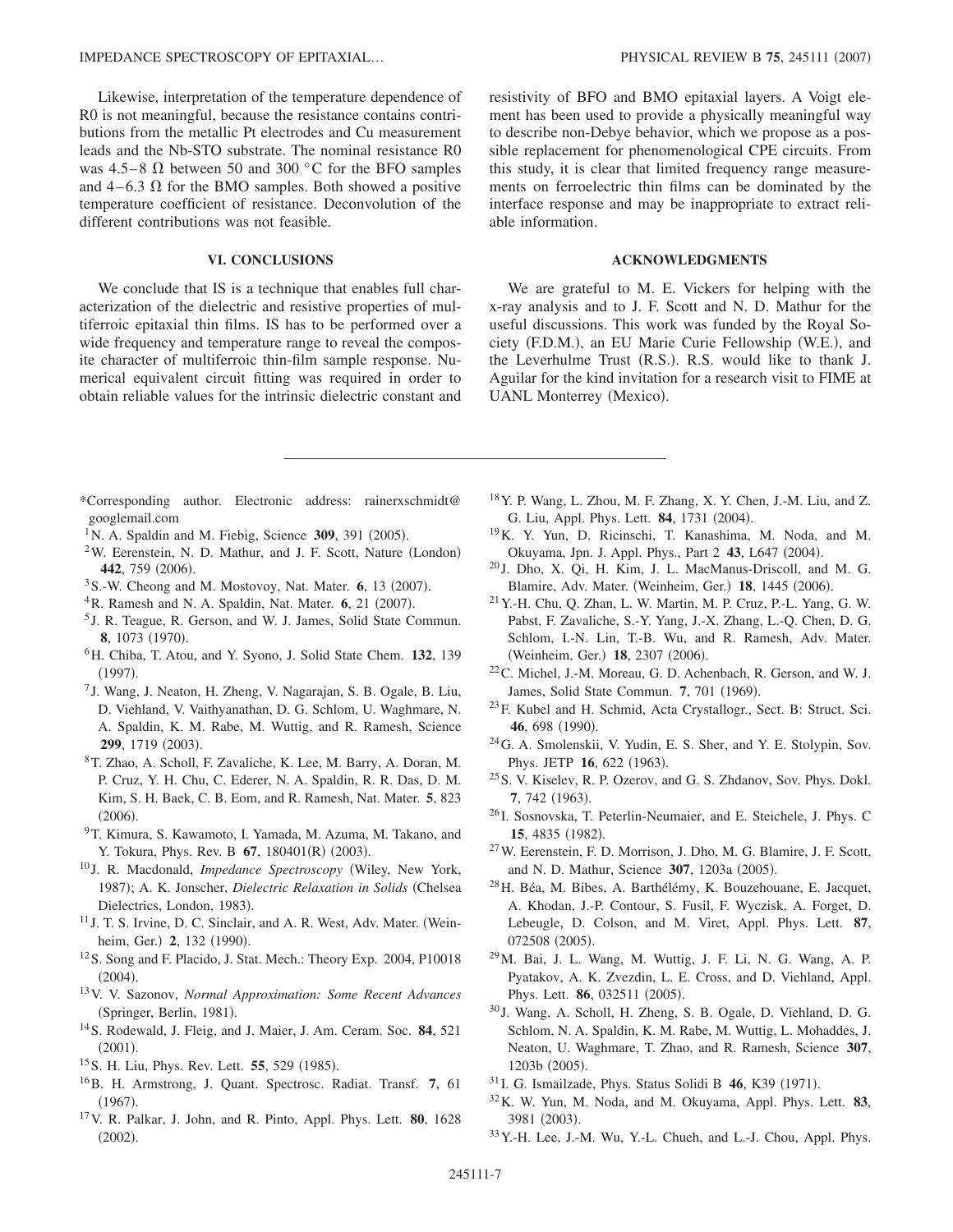Likewise, interpretation of the temperature dependence of R0 is not meaningful, because the resistance contains contributions from the metallic Pt electrodes and Cu measurement leads and the Nb-STO substrate. The nominal resistance R0 was 4.5–8 Ω between 50 and 300 °C for the BFO samples and 4–6.3 Ω for the BMO samples. Both showed a positive temperature coefficient of resistance. Deconvolution of the different contributions was not feasible.

## VI. CONCLUSIONS

We conclude that IS is a technique that enables full characterization of the dielectric and resistive properties of multiferroic epitaxial thin films. IS has to be performed over a wide frequency and temperature range to reveal the composite character of multiferroic thin-film sample response. Numerical equivalent circuit fitting was required in order to obtain reliable values for the intrinsic dielectric constant and resistivity of BFO and BMO epitaxial layers. A Voigt element has been used to provide a physically meaningful way to describe non-Debye behavior, which we propose as a possible replacement for phenomenological CPE circuits. From this study, it is clear that limited frequency range measurements on ferroelectric thin films can be dominated by the interface response and may be inappropriate to extract reliable information.

## ACKNOWLEDGMENTS

We are grateful to M. E. Vickers for helping with the x-ray analysis and to J. F. Scott and N. D. Mathur for the useful discussions. This work was funded by the Royal Society (F.D.M.), an EU Marie Curie Fellowship (W.E.), and the Leverhulme Trust (R.S.). R.S. would like to thank J. Aguilar for the kind invitation for a research visit to FIME at UANL Monterrey (Mexico).

---

*Corresponding author. Electronic address: rainerxschmidt@googlemail.com

[1] N. A. Spaldin and M. Fiebig, Science **309**, 391 (2005).

[2] W. Eerenstein, N. D. Mathur, and J. F. Scott, Nature (London) **442**, 759 (2006).

[3] S.-W. Cheong and M. Mostovoy, Nat. Mater. **6**, 13 (2007).

[4] R. Ramesh and N. A. Spaldin, Nat. Mater. **6**, 21 (2007).

[5] J. R. Teague, R. Gerson, and W. J. James, Solid State Commun. **8**, 1073 (1970).

[6] H. Chiba, T. Atou, and Y. Syono, J. Solid State Chem. **132**, 139 (1997).

[7] J. Wang, J. Neaton, H. Zheng, V. Nagarajan, S. B. Ogale, B. Liu, D. Viehland, V. Vaithyanathan, D. G. Schlom, U. Waghmare, N. A. Spaldin, K. M. Rabe, M. Wuttig, and R. Ramesh, Science **299**, 1719 (2003).

[8] T. Zhao, A. Scholl, F. Zavaliche, K. Lee, M. Barry, A. Doran, M. P. Cruz, Y. H. Chu, C. Ederer, N. A. Spaldin, R. R. Das, D. M. Kim, S. H. Baek, C. B. Eom, and R. Ramesh, Nat. Mater. **5**, 823 (2006).

[9] T. Kimura, S. Kawamoto, I. Yamada, M. Azuma, M. Takano, and Y. Tokura, Phys. Rev. B **67**, 180401(R) (2003).

[10] J. R. Macdonald, *Impedance Spectroscopy* (Wiley, New York, 1987); A. K. Jonscher, *Dielectric Relaxation in Solids* (Chelsea Dielectrics, London, 1983).

[11] J. T. S. Irvine, D. C. Sinclair, and A. R. West, Adv. Mater. (Weinheim, Ger.) **2**, 132 (1990).

[12] S. Song and F. Placido, J. Stat. Mech.: Theory Exp. 2004, P10018 (2004).

[13] V. V. Sazonov, *Normal Approximation: Some Recent Advances* (Springer, Berlin, 1981).

[14] S. Rodewald, J. Fleig, and J. Maier, J. Am. Ceram. Soc. **84**, 521 (2001).

[15] S. H. Liu, Phys. Rev. Lett. **55**, 529 (1985).

[16] B. H. Armstrong, J. Quant. Spectrosc. Radiat. Transf. **7**, 61 (1967).

[17] V. R. Palkar, J. John, and R. Pinto, Appl. Phys. Lett. **80**, 1628 (2002).

[18] Y. P. Wang, L. Zhou, M. F. Zhang, X. Y. Chen, J.-M. Liu, and Z. G. Liu, Appl. Phys. Lett. **84**, 1731 (2004).

[19] K. Y. Yun, D. Ricinschi, T. Kanashima, M. Noda, and M. Okuyama, Jpn. J. Appl. Phys., Part 2 **43**, L647 (2004).

[20] J. Dho, X. Qi, H. Kim, J. L. MacManus-Driscoll, and M. G. Blamire, Adv. Mater. (Weinheim, Ger.) **18**, 1445 (2006).

[21] Y.-H. Chu, Q. Zhan, L. W. Martin, M. P. Cruz, P.-L. Yang, G. W. Pabst, F. Zavaliche, S.-Y. Yang, J.-X. Zhang, L.-Q. Chen, D. G. Schlom, I.-N. Lin, T.-B. Wu, and R. Ramesh, Adv. Mater. (Weinheim, Ger.) **18**, 2307 (2006).

[22] C. Michel, J.-M. Moreau, G. D. Achenbach, R. Gerson, and W. J. James, Solid State Commun. **7**, 701 (1969).

[23] F. Kubel and H. Schmid, Acta Crystallogr., Sect. B: Struct. Sci. **46**, 698 (1990).

[24] G. A. Smolenskii, V. Yudin, E. S. Sher, and Y. E. Stolypin, Sov. Phys. JETP **16**, 622 (1963).

[25] S. V. Kiselev, R. P. Ozerov, and G. S. Zhdanov, Sov. Phys. Dokl. **7**, 742 (1963).

[26] I. Sosnovska, T. Peterlin-Neumaier, and E. Steichele, J. Phys. C **15**, 4835 (1982).

[27] W. Eerenstein, F. D. Morrison, J. Dho, M. G. Blamire, J. F. Scott, and N. D. Mathur, Science **307**, 1203a (2005).

[28] H. Béa, M. Bibes, A. Barthélémy, K. Bouzehouane, E. Jacquet, A. Khodan, J.-P. Contour, S. Fusil, F. Wyczisk, A. Forget, D. Lebeugle, D. Colson, and M. Viret, Appl. Phys. Lett. **87**, 072508 (2005).

[29] M. Bai, J. L. Wang, M. Wuttig, J. F. Li, N. G. Wang, A. P. Pyatakov, A. K. Zvezdin, L. E. Cross, and D. Viehland, Appl. Phys. Lett. **86**, 032511 (2005).

[30] J. Wang, A. Scholl, H. Zheng, S. B. Ogale, D. Viehland, D. G. Schlom, N. A. Spaldin, K. M. Rabe, M. Wuttig, L. Mohaddes, J. Neaton, U. Waghmare, T. Zhao, and R. Ramesh, Science **307**, 1203b (2005).

[31] I. G. Ismailzade, Phys. Status Solidi B **46**, K39 (1971).

[32] K. W. Yun, M. Noda, and M. Okuyama, Appl. Phys. Lett. **83**, 3981 (2003).

[33] Y.-H. Lee, J.-M. Wu, Y.-L. Chueh, and L.-J. Chou, Appl. Phys.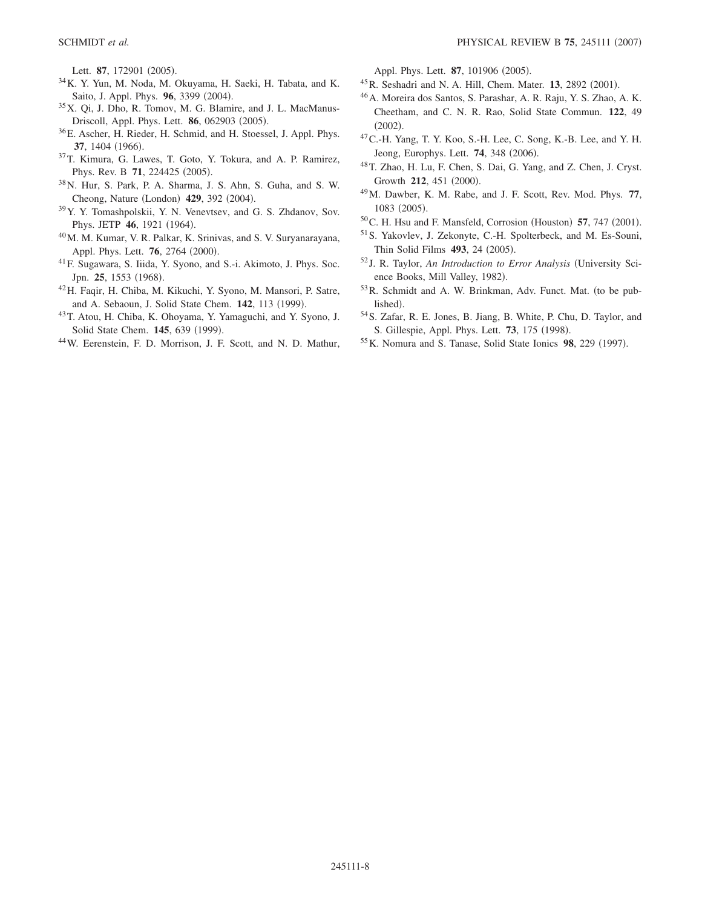Lett. **87**, 172901 (2005).

[34] K. Y. Yun, M. Noda, M. Okuyama, H. Saeki, H. Tabata, and K. Saito, J. Appl. Phys. **96**, 3399 (2004).

[35] X. Qi, J. Dho, R. Tomov, M. G. Blamire, and J. L. MacManus-Driscoll, Appl. Phys. Lett. **86**, 062903 (2005).

[36] E. Ascher, H. Rieder, H. Schmid, and H. Stoessel, J. Appl. Phys. **37**, 1404 (1966).

[37] T. Kimura, G. Lawes, T. Goto, Y. Tokura, and A. P. Ramirez, Phys. Rev. B **71**, 224425 (2005).

[38] N. Hur, S. Park, P. A. Sharma, J. S. Ahn, S. Guha, and S. W. Cheong, Nature (London) **429**, 392 (2004).

[39] Y. Y. Tomashpolskii, Y. N. Venevtsev, and G. S. Zhdanov, Sov. Phys. JETP **46**, 1921 (1964).

[40] M. M. Kumar, V. R. Palkar, K. Srinivas, and S. V. Suryanarayana, Appl. Phys. Lett. **76**, 2764 (2000).

[41] F. Sugawara, S. Iiida, Y. Syono, and S.-i. Akimoto, J. Phys. Soc. Jpn. **25**, 1553 (1968).

[42] H. Faqir, H. Chiba, M. Kikuchi, Y. Syono, M. Mansori, P. Satre, and A. Sebaoun, J. Solid State Chem. **142**, 113 (1999).

[43] T. Atou, H. Chiba, K. Ohoyama, Y. Yamaguchi, and Y. Syono, J. Solid State Chem. **145**, 639 (1999).

[44] W. Eerenstein, F. D. Morrison, J. F. Scott, and N. D. Mathur, Appl. Phys. Lett. **87**, 101906 (2005).

[45] R. Seshadri and N. A. Hill, Chem. Mater. **13**, 2892 (2001).

[46] A. Moreira dos Santos, S. Parashar, A. R. Raju, Y. S. Zhao, A. K. Cheetham, and C. N. R. Rao, Solid State Commun. **122**, 49 (2002).

[47] C.-H. Yang, T. Y. Koo, S.-H. Lee, C. Song, K.-B. Lee, and Y. H. Jeong, Europhys. Lett. **74**, 348 (2006).

[48] T. Zhao, H. Lu, F. Chen, S. Dai, G. Yang, and Z. Chen, J. Cryst. Growth **212**, 451 (2000).

[49] M. Dawber, K. M. Rabe, and J. F. Scott, Rev. Mod. Phys. **77**, 1083 (2005).

[50] C. H. Hsu and F. Mansfeld, Corrosion (Houston) **57**, 747 (2001).

[51] S. Yakovlev, J. Zekonyte, C.-H. Spolterbeck, and M. Es-Souni, Thin Solid Films **493**, 24 (2005).

[52] J. R. Taylor, *An Introduction to Error Analysis* (University Science Books, Mill Valley, 1982).

[53] R. Schmidt and A. W. Brinkman, Adv. Funct. Mat. (to be published).

[54] S. Zafar, R. E. Jones, B. Jiang, B. White, P. Chu, D. Taylor, and S. Gillespie, Appl. Phys. Lett. **73**, 175 (1998).

[55] K. Nomura and S. Tanase, Solid State Ionics **98**, 229 (1997).